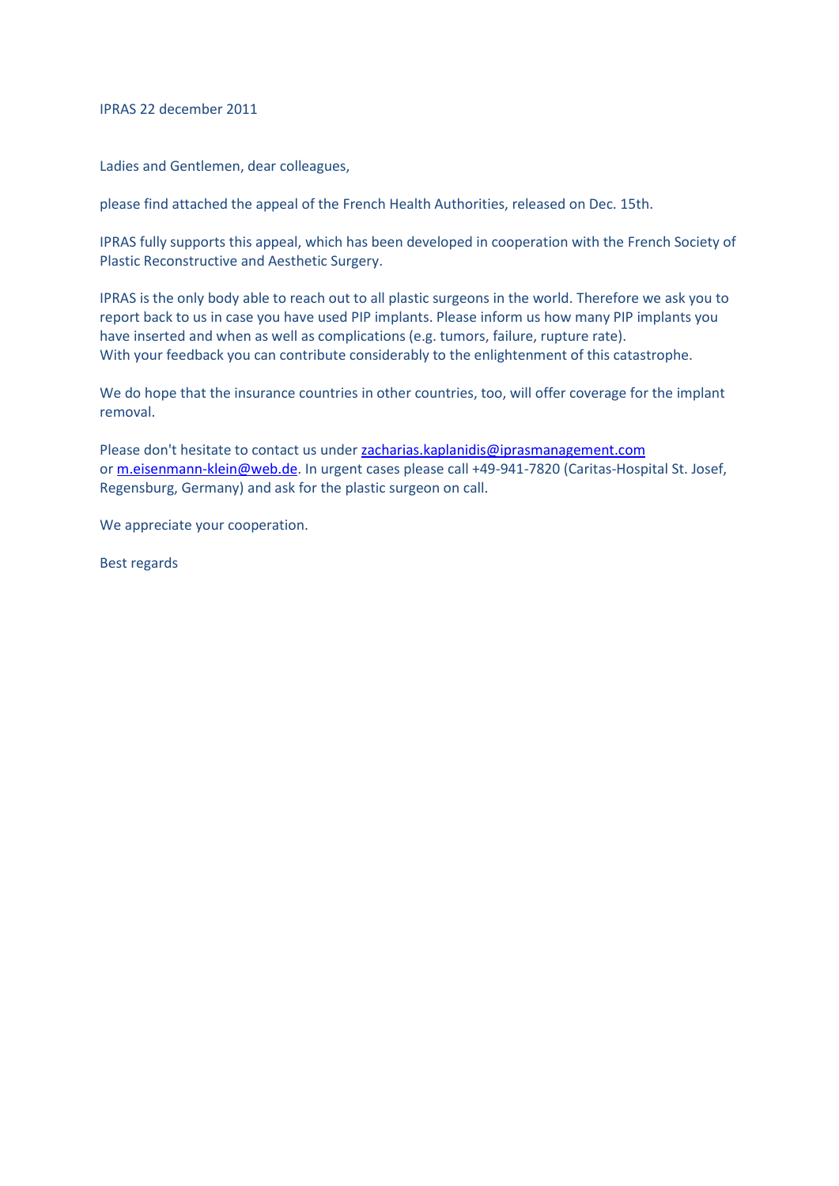IPRAS 22 december 2011

Ladies and Gentlemen, dear colleagues,

please find attached the appeal of the French Health Authorities, released on Dec. 15th.

IPRAS fully supports this appeal, which has been developed in cooperation with the French Society of Plastic Reconstructive and Aesthetic Surgery.

IPRAS is the only body able to reach out to all plastic surgeons in the world. Therefore we ask you to report back to us in case you have used PIP implants. Please inform us how many PIP implants you have inserted and when as well as complications (e.g. tumors, failure, rupture rate).
With your feedback you can contribute considerably to the enlightenment of this catastrophe.

We do hope that the insurance countries in other countries, too, will offer coverage for the implant removal.

Please don't hesitate to contact us under zacharias.kaplanidis@iprasmanagement.com or m.eisenmann-klein@web.de. In urgent cases please call +49-941-7820 (Caritas-Hospital St. Josef, Regensburg, Germany) and ask for the plastic surgeon on call.

We appreciate your cooperation.

Best regards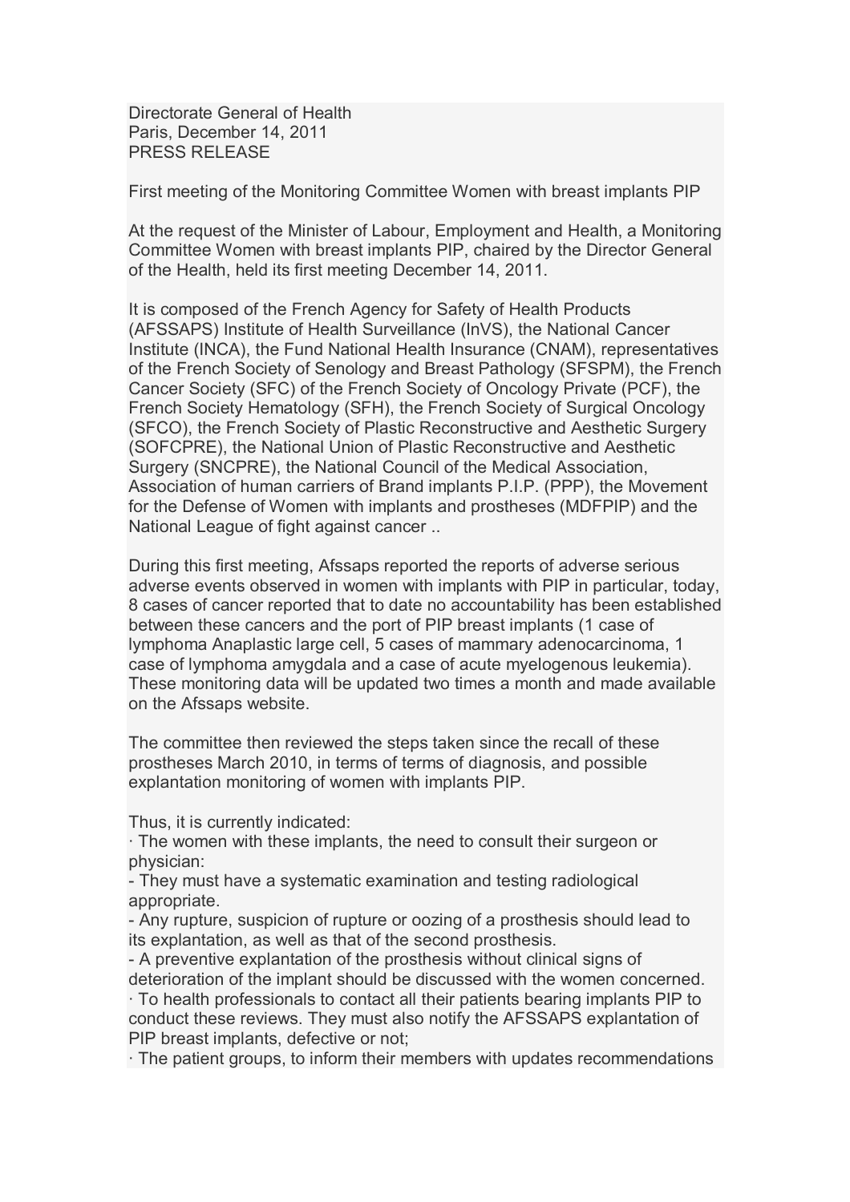Directorate General of Health
Paris, December 14, 2011
PRESS RELEASE

First meeting of the Monitoring Committee Women with breast implants PIP

At the request of the Minister of Labour, Employment and Health, a Monitoring Committee Women with breast implants PIP, chaired by the Director General of the Health, held its first meeting December 14, 2011.

It is composed of the French Agency for Safety of Health Products (AFSSAPS) Institute of Health Surveillance (InVS), the National Cancer Institute (INCA), the Fund National Health Insurance (CNAM), representatives of the French Society of Senology and Breast Pathology (SFSPM), the French Cancer Society (SFC) of the French Society of Oncology Private (PCF), the French Society Hematology (SFH), the French Society of Surgical Oncology (SFCO), the French Society of Plastic Reconstructive and Aesthetic Surgery (SOFCPRE), the National Union of Plastic Reconstructive and Aesthetic Surgery (SNCPRE), the National Council of the Medical Association, Association of human carriers of Brand implants P.I.P. (PPP), the Movement for the Defense of Women with implants and prostheses (MDFPIP) and the National League of fight against cancer ..

During this first meeting, Afssaps reported the reports of adverse serious adverse events observed in women with implants with PIP in particular, today, 8 cases of cancer reported that to date no accountability has been established between these cancers and the port of PIP breast implants (1 case of lymphoma Anaplastic large cell, 5 cases of mammary adenocarcinoma, 1 case of lymphoma amygdala and a case of acute myelogenous leukemia). These monitoring data will be updated two times a month and made available on the Afssaps website.

The committee then reviewed the steps taken since the recall of these prostheses March 2010, in terms of terms of diagnosis, and possible explantation monitoring of women with implants PIP.

Thus, it is currently indicated:

· The women with these implants, the need to consult their surgeon or physician:
- They must have a systematic examination and testing radiological appropriate.
- Any rupture, suspicion of rupture or oozing of a prosthesis should lead to its explantation, as well as that of the second prosthesis.
- A preventive explantation of the prosthesis without clinical signs of deterioration of the implant should be discussed with the women concerned.

· To health professionals to contact all their patients bearing implants PIP to conduct these reviews. They must also notify the AFSSAPS explantation of PIP breast implants, defective or not;

· The patient groups, to inform their members with updates recommendations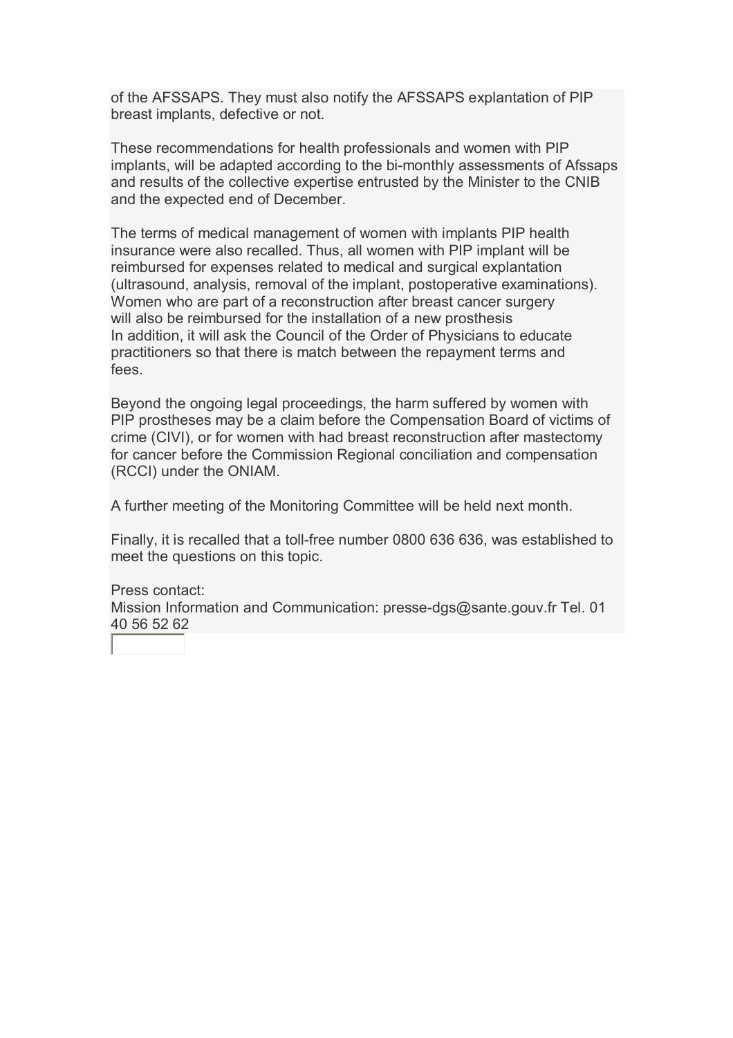of the AFSSAPS. They must also notify the AFSSAPS explantation of PIP breast implants, defective or not.

These recommendations for health professionals and women with PIP implants, will be adapted according to the bi-monthly assessments of Afssaps and results of the collective expertise entrusted by the Minister to the CNIB and the expected end of December.

The terms of medical management of women with implants PIP health insurance were also recalled. Thus, all women with PIP implant will be reimbursed for expenses related to medical and surgical explantation (ultrasound, analysis, removal of the implant, postoperative examinations). Women who are part of a reconstruction after breast cancer surgery will also be reimbursed for the installation of a new prosthesis
In addition, it will ask the Council of the Order of Physicians to educate practitioners so that there is match between the repayment terms and fees.

Beyond the ongoing legal proceedings, the harm suffered by women with PIP prostheses may be a claim before the Compensation Board of victims of crime (CIVI), or for women with had breast reconstruction after mastectomy for cancer before the Commission Regional conciliation and compensation (RCCI) under the ONIAM.

A further meeting of the Monitoring Committee will be held next month.

Finally, it is recalled that a toll-free number 0800 636 636, was established to meet the questions on this topic.

Press contact:
Mission Information and Communication: presse-dgs@sante.gouv.fr Tel. 01 40 56 52 62